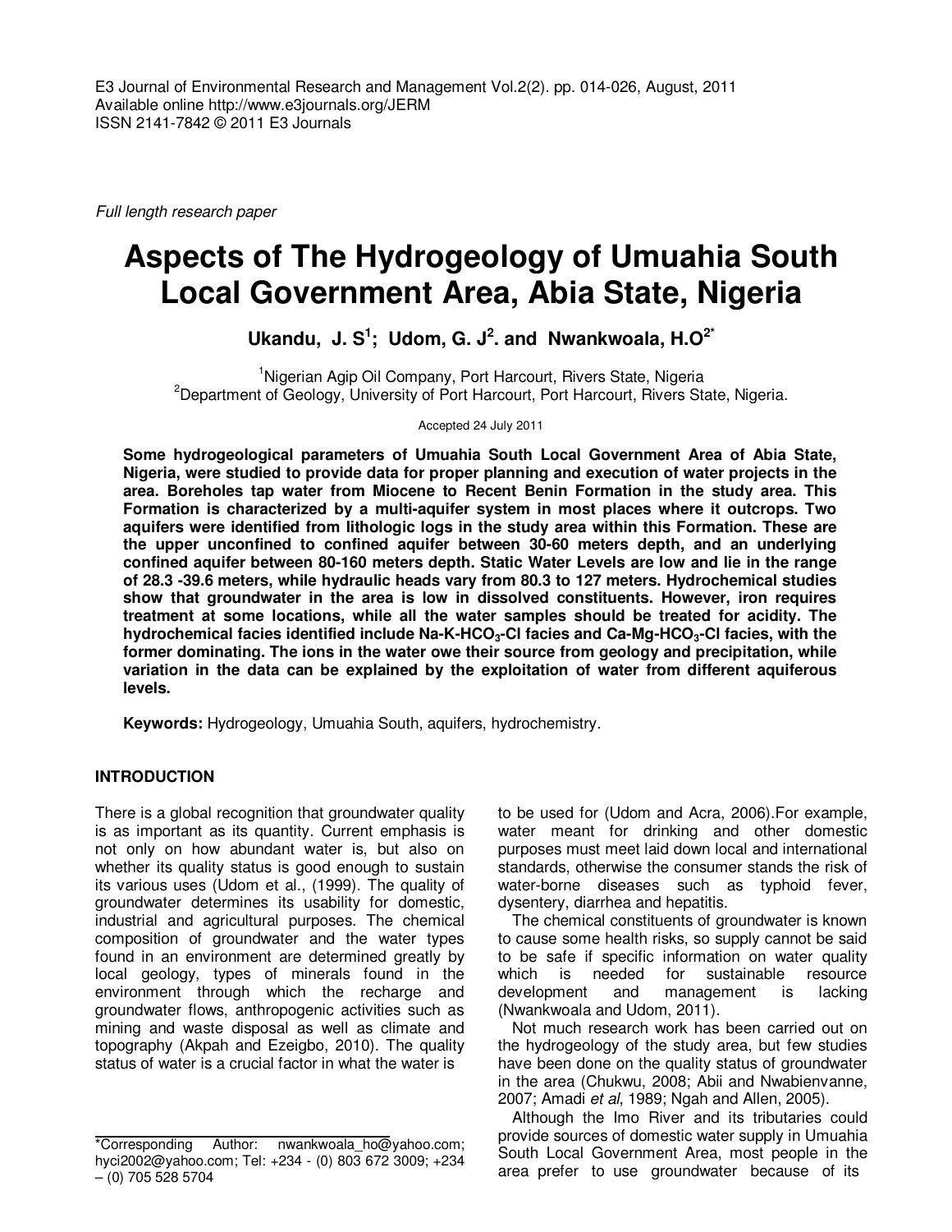E3 Journal of Environmental Research and Management Vol.2(2). pp. 014-026, August, 2011
Available online http://www.e3journals.org/JERM
ISSN 2141-7842 © 2011 E3 Journals

*Full length research paper*

# Aspects of The Hydrogeology of Umuahia South Local Government Area, Abia State, Nigeria

**Ukandu, J. S[1]; Udom, G. J[2]. and Nwankwoala, H.O[2*]**

[1]Nigerian Agip Oil Company, Port Harcourt, Rivers State, Nigeria
[2]Department of Geology, University of Port Harcourt, Port Harcourt, Rivers State, Nigeria.

Accepted 24 July 2011

**Some hydrogeological parameters of Umuahia South Local Government Area of Abia State, Nigeria, were studied to provide data for proper planning and execution of water projects in the area. Boreholes tap water from Miocene to Recent Benin Formation in the study area. This Formation is characterized by a multi-aquifer system in most places where it outcrops. Two aquifers were identified from lithologic logs in the study area within this Formation. These are the upper unconfined to confined aquifer between 30-60 meters depth, and an underlying confined aquifer between 80-160 meters depth. Static Water Levels are low and lie in the range of 28.3 -39.6 meters, while hydraulic heads vary from 80.3 to 127 meters. Hydrochemical studies show that groundwater in the area is low in dissolved constituents. However, iron requires treatment at some locations, while all the water samples should be treated for acidity. The hydrochemical facies identified include Na-K-$HCO_3$-Cl facies and Ca-Mg-$HCO_3$-Cl facies, with the former dominating. The ions in the water owe their source from geology and precipitation, while variation in the data can be explained by the exploitation of water from different aquiferous levels.**

**Keywords:** Hydrogeology, Umuahia South, aquifers, hydrochemistry.

## INTRODUCTION

There is a global recognition that groundwater quality is as important as its quantity. Current emphasis is not only on how abundant water is, but also on whether its quality status is good enough to sustain its various uses (Udom et al., (1999). The quality of groundwater determines its usability for domestic, industrial and agricultural purposes. The chemical composition of groundwater and the water types found in an environment are determined greatly by local geology, types of minerals found in the environment through which the recharge and groundwater flows, anthropogenic activities such as mining and waste disposal as well as climate and topography (Akpah and Ezeigbo, 2010). The quality status of water is a crucial factor in what the water is to be used for (Udom and Acra, 2006).For example, water meant for drinking and other domestic purposes must meet laid down local and international standards, otherwise the consumer stands the risk of water-borne diseases such as typhoid fever, dysentery, diarrhea and hepatitis.

The chemical constituents of groundwater is known to cause some health risks, so supply cannot be said to be safe if specific information on water quality which is needed for sustainable resource development and management is lacking (Nwankwoala and Udom, 2011).

Not much research work has been carried out on the hydrogeology of the study area, but few studies have been done on the quality status of groundwater in the area (Chukwu, 2008; Abii and Nwabienvanne, 2007; Amadi *et al*, 1989; Ngah and Allen, 2005).

Although the Imo River and its tributaries could provide sources of domestic water supply in Umuahia South Local Government Area, most people in the area prefer to use groundwater because of its

*Corresponding Author: nwankwoala_ho@yahoo.com; hyci2002@yahoo.com; Tel: +234 - (0) 803 672 3009; +234 – (0) 705 528 5704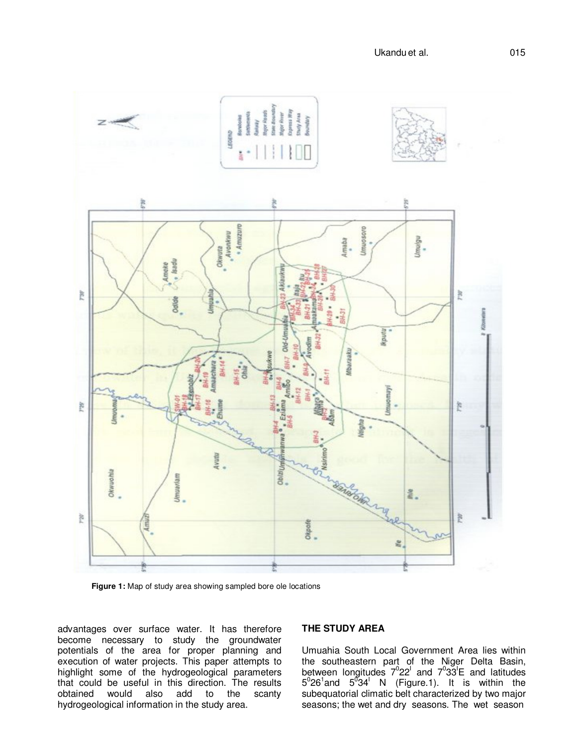Figure 1: Map of study area showing sampled bore ole locations

advantages over surface water. It has therefore become necessary to study the groundwater potentials of the area for proper planning and execution of water projects. This paper attempts to highlight some of the hydrogeological parameters that could be useful in this direction. The results obtained would also add to the scanty hydrogeological information in the study area.

## THE STUDY AREA

Umuahia South Local Government Area lies within the southeastern part of the Niger Delta Basin, between longitudes $7^{0}22^{I}$ and $7^{0}33^{I}$E and latitudes $5^{0}26^{1}$and $5^{0}34^{I}$ N (Figure.1). It is within the subequatorial climatic belt characterized by two major seasons; the wet and dry seasons. The wet season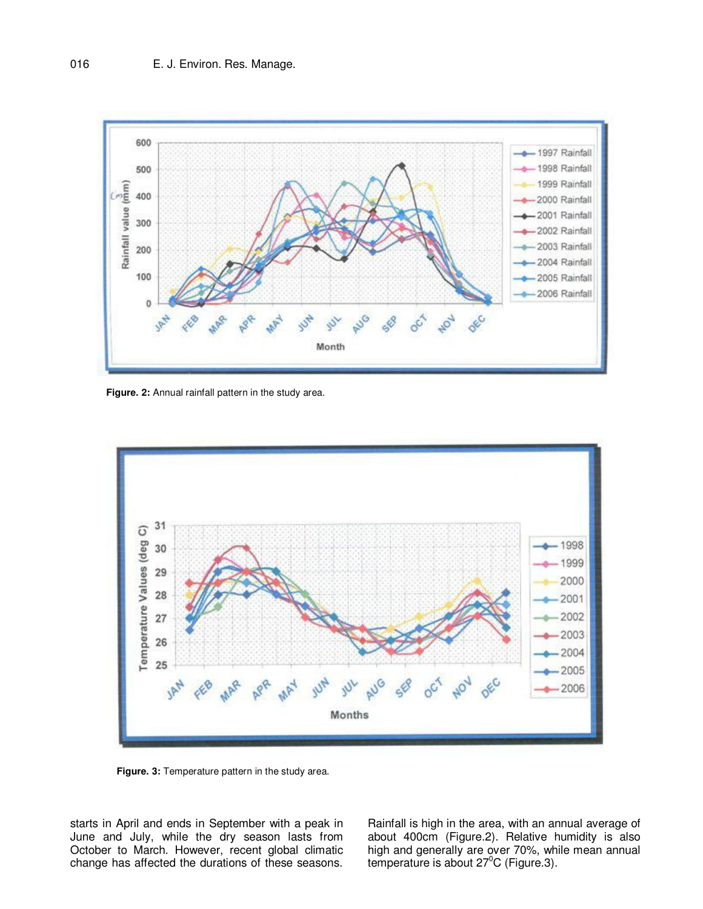Figure. 2: Annual rainfall pattern in the study area.

Figure. 3: Temperature pattern in the study area.

starts in April and ends in September with a peak in June and July, while the dry season lasts from October to March. However, recent global climatic change has affected the durations of these seasons. Rainfall is high in the area, with an annual average of about 400cm (Figure.2). Relative humidity is also high and generally are over 70%, while mean annual temperature is about 27$^0$C (Figure.3).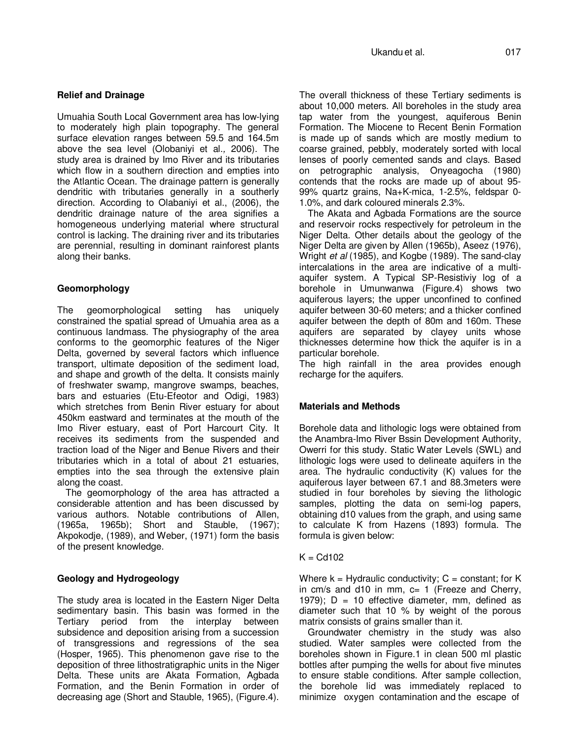## Relief and Drainage

Umuahia South Local Government area has low-lying to moderately high plain topography. The general surface elevation ranges between 59.5 and 164.5m above the sea level (Olobaniyi et al., 2006). The study area is drained by Imo River and its tributaries which flow in a southern direction and empties into the Atlantic Ocean. The drainage pattern is generally dendritic with tributaries generally in a southerly direction. According to Olabaniyi et al., (2006), the dendritic drainage nature of the area signifies a homogeneous underlying material where structural control is lacking. The draining river and its tributaries are perennial, resulting in dominant rainforest plants along their banks.

## Geomorphology

The geomorphological setting has uniquely constrained the spatial spread of Umuahia area as a continuous landmass. The physiography of the area conforms to the geomorphic features of the Niger Delta, governed by several factors which influence transport, ultimate deposition of the sediment load, and shape and growth of the delta. It consists mainly of freshwater swamp, mangrove swamps, beaches, bars and estuaries (Etu-Efeotor and Odigi, 1983) which stretches from Benin River estuary for about 450km eastward and terminates at the mouth of the Imo River estuary, east of Port Harcourt City. It receives its sediments from the suspended and traction load of the Niger and Benue Rivers and their tributaries which in a total of about 21 estuaries, empties into the sea through the extensive plain along the coast.

The geomorphology of the area has attracted a considerable attention and has been discussed by various authors. Notable contributions of Allen, (1965a, 1965b); Short and Stauble, (1967); Akpokodje, (1989), and Weber, (1971) form the basis of the present knowledge.

## Geology and Hydrogeology

The study area is located in the Eastern Niger Delta sedimentary basin. This basin was formed in the Tertiary period from the interplay between subsidence and deposition arising from a succession of transgressions and regressions of the sea (Hosper, 1965). This phenomenon gave rise to the deposition of three lithostratigraphic units in the Niger Delta. These units are Akata Formation, Agbada Formation, and the Benin Formation in order of decreasing age (Short and Stauble, 1965), (Figure.4). The overall thickness of these Tertiary sediments is about 10,000 meters. All boreholes in the study area tap water from the youngest, aquiferous Benin Formation. The Miocene to Recent Benin Formation is made up of sands which are mostly medium to coarse grained, pebbly, moderately sorted with local lenses of poorly cemented sands and clays. Based on petrographic analysis, Onyeagocha (1980) contends that the rocks are made up of about 95-99% quartz grains, Na+K-mica, 1-2.5%, feldspar 0-1.0%, and dark coloured minerals 2.3%.

The Akata and Agbada Formations are the source and reservoir rocks respectively for petroleum in the Niger Delta. Other details about the geology of the Niger Delta are given by Allen (1965b), Aseez (1976), Wright *et al* (1985), and Kogbe (1989). The sand-clay intercalations in the area are indicative of a multi-aquifer system. A Typical SP-Resistiviy log of a borehole in Umunwanwa (Figure.4) shows two aquiferous layers; the upper unconfined to confined aquifer between 30-60 meters; and a thicker confined aquifer between the depth of 80m and 160m. These aquifers are separated by clayey units whose thicknesses determine how thick the aquifer is in a particular borehole.

The high rainfall in the area provides enough recharge for the aquifers.

## Materials and Methods

Borehole data and lithologic logs were obtained from the Anambra-Imo River Bssin Development Authority, Owerri for this study. Static Water Levels (SWL) and lithologic logs were used to delineate aquifers in the area. The hydraulic conductivity (K) values for the aquiferous layer between 67.1 and 88.3meters were studied in four boreholes by sieving the lithologic samples, plotting the data on semi-log papers, obtaining d10 values from the graph, and using same to calculate K from Hazens (1893) formula. The formula is given below:

$$K = Cd_{10}^2$$

Where k = Hydraulic conductivity; C = constant; for K in cm/s and d10 in mm, c= 1 (Freeze and Cherry, 1979); D = 10 effective diameter, mm, defined as diameter such that 10 % by weight of the porous matrix consists of grains smaller than it.

Groundwater chemistry in the study was also studied. Water samples were collected from the boreholes shown in Figure.1 in clean 500 ml plastic bottles after pumping the wells for about five minutes to ensure stable conditions. After sample collection, the borehole lid was immediately replaced to minimize oxygen contamination and the escape of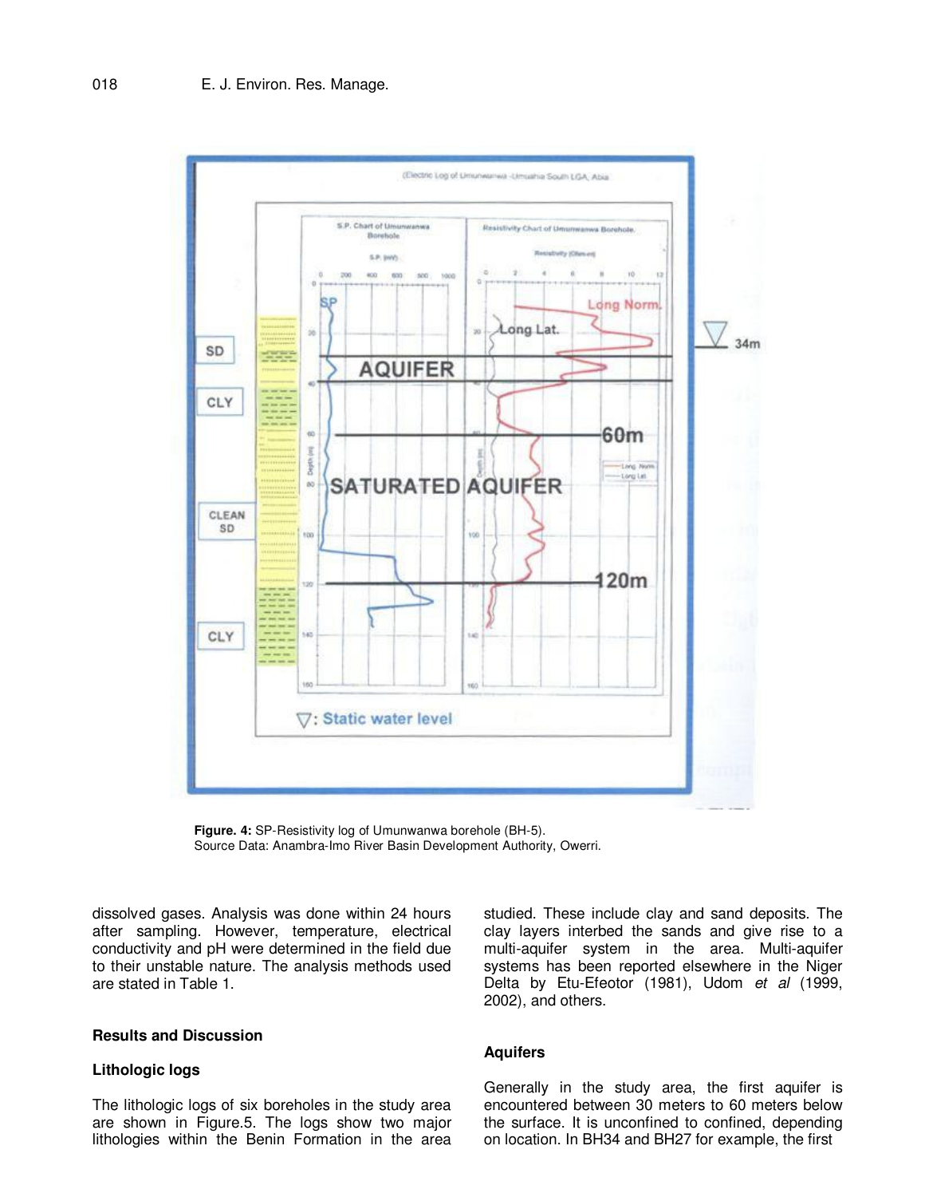**Figure. 4:** SP-Resistivity log of Umunwanwa borehole (BH-5).
Source Data: Anambra-Imo River Basin Development Authority, Owerri.

dissolved gases. Analysis was done within 24 hours after sampling. However, temperature, electrical conductivity and pH were determined in the field due to their unstable nature. The analysis methods used are stated in Table 1.

## Results and Discussion

### Lithologic logs

The lithologic logs of six boreholes in the study area are shown in Figure.5. The logs show two major lithologies within the Benin Formation in the area studied. These include clay and sand deposits. The clay layers interbed the sands and give rise to a multi-aquifer system in the area. Multi-aquifer systems has been reported elsewhere in the Niger Delta by Etu-Efeotor (1981), Udom *et al* (1999, 2002), and others.

### Aquifers

Generally in the study area, the first aquifer is encountered between 30 meters to 60 meters below the surface. It is unconfined to confined, depending on location. In BH34 and BH27 for example, the first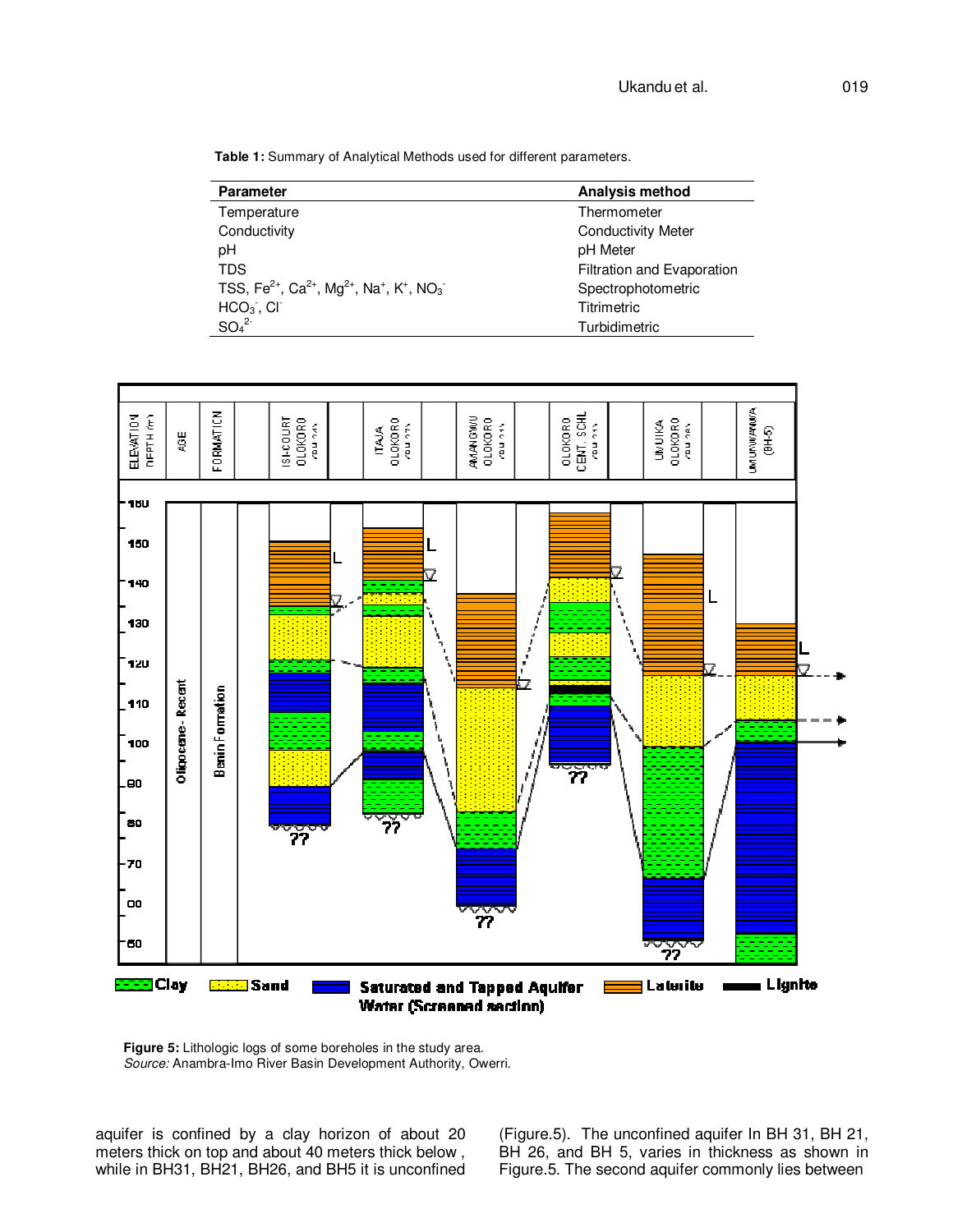**Table 1:** Summary of Analytical Methods used for different parameters.

| Parameter | Analysis method |
|---|---|
| Temperature | Thermometer |
| Conductivity | Conductivity Meter |
| pH | pH Meter |
| TDS | Filtration and Evaporation |
| TSS, $Fe^{2+}$, $Ca^{2+}$, $Mg^{2+}$, $Na^{+}$, $K^{+}$, $NO_3^{-}$ | Spectrophotometric |
| $HCO_3^{-}$, $Cl^{-}$ | Titrimetric |
| $SO_4^{2-}$ | Turbidimetric |

**Figure 5:** Lithologic logs of some boreholes in the study area.
*Source:* Anambra-Imo River Basin Development Authority, Owerri.

aquifer is confined by a clay horizon of about 20 meters thick on top and about 40 meters thick below , while in BH31, BH21, BH26, and BH5 it is unconfined (Figure.5). The unconfined aquifer In BH 31, BH 21, BH 26, and BH 5, varies in thickness as shown in Figure.5. The second aquifer commonly lies between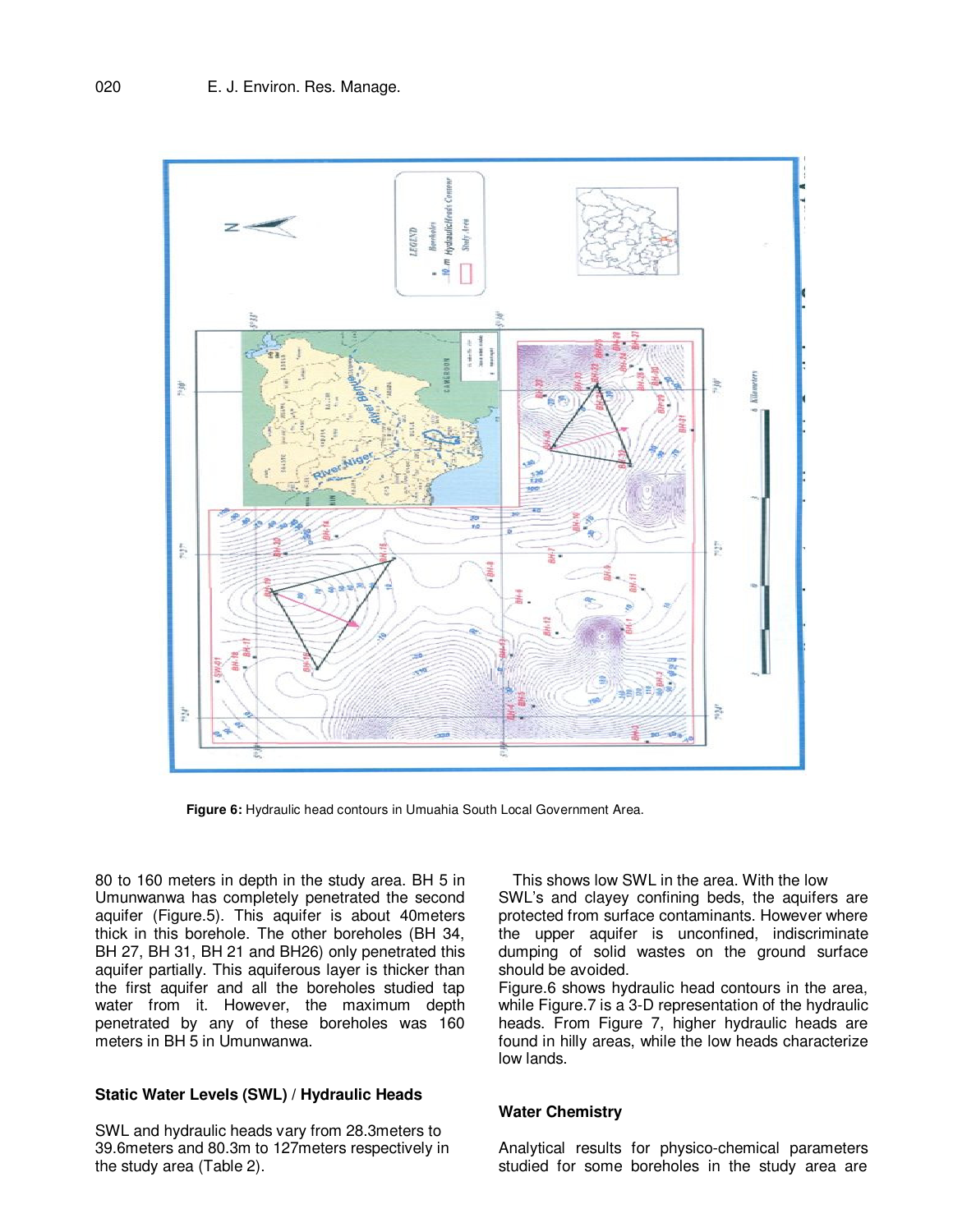**Figure 6:** Hydraulic head contours in Umuahia South Local Government Area.

80 to 160 meters in depth in the study area. BH 5 in Umunwanwa has completely penetrated the second aquifer (Figure.5). This aquifer is about 40meters thick in this borehole. The other boreholes (BH 34, BH 27, BH 31, BH 21 and BH26) only penetrated this aquifer partially. This aquiferous layer is thicker than the first aquifer and all the boreholes studied tap water from it. However, the maximum depth penetrated by any of these boreholes was 160 meters in BH 5 in Umunwanwa.

### Static Water Levels (SWL) / Hydraulic Heads

SWL and hydraulic heads vary from 28.3meters to 39.6meters and 80.3m to 127meters respectively in the study area (Table 2).

This shows low SWL in the area. With the low SWL's and clayey confining beds, the aquifers are protected from surface contaminants. However where the upper aquifer is unconfined, indiscriminate dumping of solid wastes on the ground surface should be avoided.

Figure.6 shows hydraulic head contours in the area, while Figure.7 is a 3-D representation of the hydraulic heads. From Figure 7, higher hydraulic heads are found in hilly areas, while the low heads characterize low lands.

### Water Chemistry

Analytical results for physico-chemical parameters studied for some boreholes in the study area are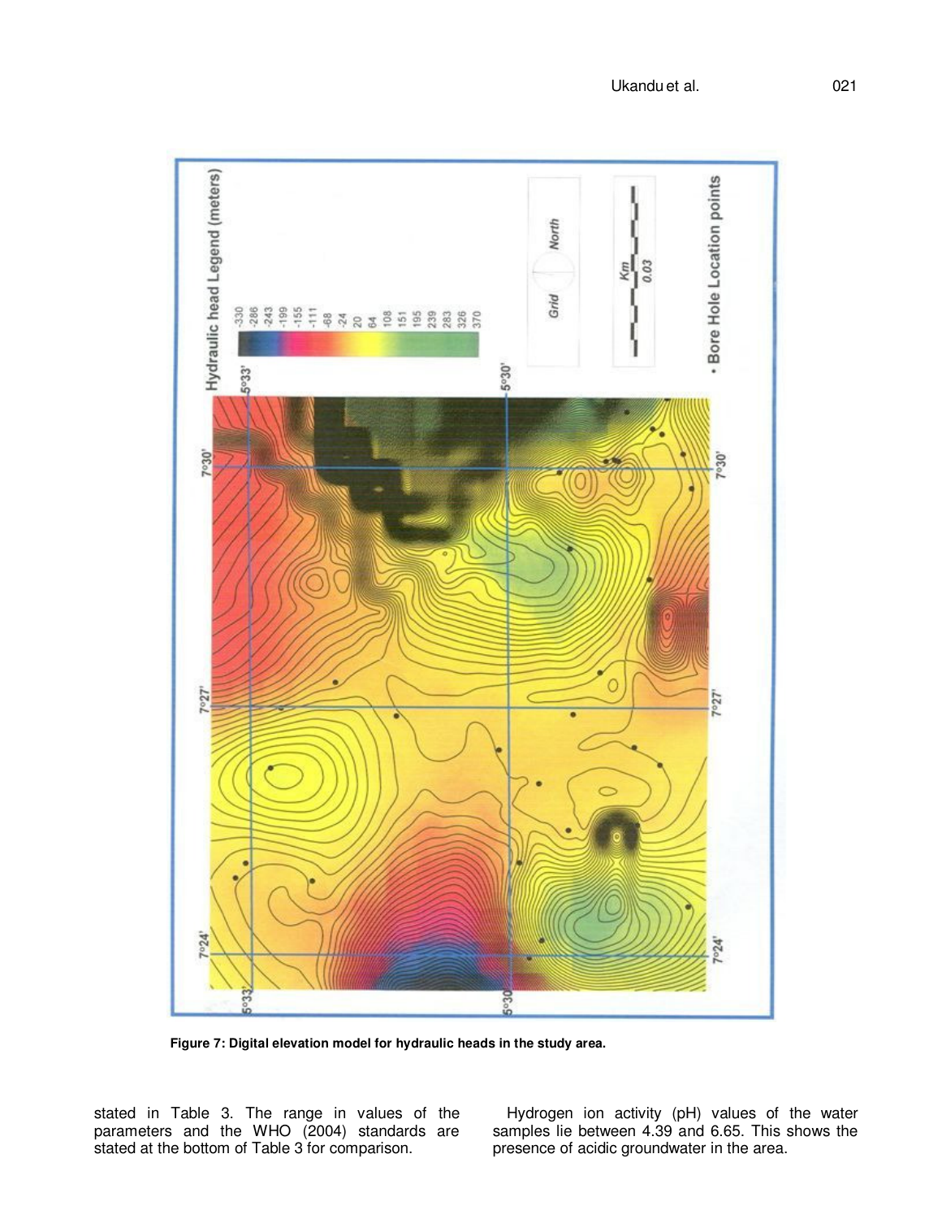Figure 7: Digital elevation model for hydraulic heads in the study area.

stated in Table 3. The range in values of the parameters and the WHO (2004) standards are stated at the bottom of Table 3 for comparison.

Hydrogen ion activity (pH) values of the water samples lie between 4.39 and 6.65. This shows the presence of acidic groundwater in the area.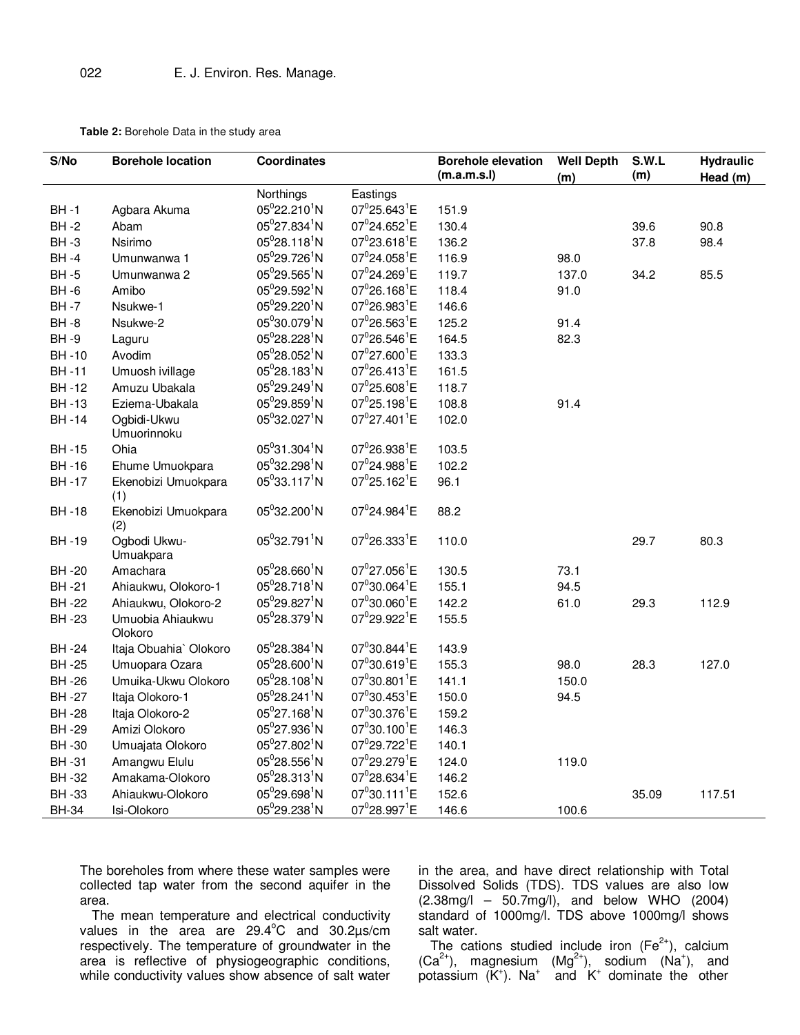**Table 2:** Borehole Data in the study area

| S/No | Borehole location | Coordinates | | Borehole elevation (m.a.m.s.l) | Well Depth (m) | S.W.L (m) | Hydraulic Head (m) |
|---|---|---|---|---|---|---|---|
| | | Northings | Eastings | | | | |
| BH -1 | Agbara Akuma | $05^0 22.210^1$N | $07^0 25.643^1$E | 151.9 | | | |
| BH -2 | Abam | $05^0 27.834^1$N | $07^0 24.652^1$E | 130.4 | | 39.6 | 90.8 |
| BH -3 | Nsirimo | $05^0 28.118^1$N | $07^0 23.618^1$E | 136.2 | | 37.8 | 98.4 |
| BH -4 | Umunwanwa 1 | $05^0 29.726^1$N | $07^0 24.058^1$E | 116.9 | 98.0 | | |
| BH -5 | Umunwanwa 2 | $05^0 29.565^1$N | $07^0 24.269^1$E | 119.7 | 137.0 | 34.2 | 85.5 |
| BH -6 | Amibo | $05^0 29.592^1$N | $07^0 26.168^1$E | 118.4 | 91.0 | | |
| BH -7 | Nsukwe-1 | $05^0 29.220^1$N | $07^0 26.983^1$E | 146.6 | | | |
| BH -8 | Nsukwe-2 | $05^0 30.079^1$N | $07^0 26.563^1$E | 125.2 | 91.4 | | |
| BH -9 | Laguru | $05^0 28.228^1$N | $07^0 26.546^1$E | 164.5 | 82.3 | | |
| BH -10 | Avodim | $05^0 28.052^1$N | $07^0 27.600^1$E | 133.3 | | | |
| BH -11 | Umuosh ivillage | $05^0 28.183^1$N | $07^0 26.413^1$E | 161.5 | | | |
| BH -12 | Amuzu Ubakala | $05^0 29.249^1$N | $07^0 25.608^1$E | 118.7 | | | |
| BH -13 | Eziema-Ubakala | $05^0 29.859^1$N | $07^0 25.198^1$E | 108.8 | 91.4 | | |
| BH -14 | Ogbidi-Ukwu Umuorinnoku | $05^0 32.027^1$N | $07^0 27.401^1$E | 102.0 | | | |
| BH -15 | Ohia | $05^0 31.304^1$N | $07^0 26.938^1$E | 103.5 | | | |
| BH -16 | Ehume Umuokpara | $05^0 32.298^1$N | $07^0 24.988^1$E | 102.2 | | | |
| BH -17 | Ekenobizi Umuokpara (1) | $05^0 33.117^1$N | $07^0 25.162^1$E | 96.1 | | | |
| BH -18 | Ekenobizi Umuokpara (2) | $05^0 32.200^1$N | $07^0 24.984^1$E | 88.2 | | | |
| BH -19 | Ogbodi Ukwu-Umuakpara | $05^0 32.791^1$N | $07^0 26.333^1$E | 110.0 | | 29.7 | 80.3 |
| BH -20 | Amachara | $05^0 28.660^1$N | $07^0 27.056^1$E | 130.5 | 73.1 | | |
| BH -21 | Ahiaukwu, Olokoro-1 | $05^0 28.718^1$N | $07^0 30.064^1$E | 155.1 | 94.5 | | |
| BH -22 | Ahiaukwu, Olokoro-2 | $05^0 29.827^1$N | $07^0 30.060^1$E | 142.2 | 61.0 | 29.3 | 112.9 |
| BH -23 | Umuobia Ahiaukwu Olokoro | $05^0 28.379^1$N | $07^0 29.922^1$E | 155.5 | | | |
| BH -24 | Itaja Obuahia` Olokoro | $05^0 28.384^1$N | $07^0 30.844^1$E | 143.9 | | | |
| BH -25 | Umuopara Ozara | $05^0 28.600^1$N | $07^0 30.619^1$E | 155.3 | 98.0 | 28.3 | 127.0 |
| BH -26 | Umuika-Ukwu Olokoro | $05^0 28.108^1$N | $07^0 30.801^1$E | 141.1 | 150.0 | | |
| BH -27 | Itaja Olokoro-1 | $05^0 28.241^1$N | $07^0 30.453^1$E | 150.0 | 94.5 | | |
| BH -28 | Itaja Olokoro-2 | $05^0 27.168^1$N | $07^0 30.376^1$E | 159.2 | | | |
| BH -29 | Amizi Olokoro | $05^0 27.936^1$N | $07^0 30.100^1$E | 146.3 | | | |
| BH -30 | Umuajata Olokoro | $05^0 27.802^1$N | $07^0 29.722^1$E | 140.1 | | | |
| BH -31 | Amangwu Elulu | $05^0 28.556^1$N | $07^0 29.279^1$E | 124.0 | 119.0 | | |
| BH -32 | Amakama-Olokoro | $05^0 28.313^1$N | $07^0 28.634^1$E | 146.2 | | | |
| BH -33 | Ahiaukwu-Olokoro | $05^0 29.698^1$N | $07^0 30.111^1$E | 152.6 | | 35.09 | 117.51 |
| BH-34 | Isi-Olokoro | $05^0 29.238^1$N | $07^0 28.997^1$E | 146.6 | 100.6 | | |

The boreholes from where these water samples were collected tap water from the second aquifer in the area.

The mean temperature and electrical conductivity values in the area are 29.4°C and 30.2µs/cm respectively. The temperature of groundwater in the area is reflective of physiogeographic conditions, while conductivity values show absence of salt water in the area, and have direct relationship with Total Dissolved Solids (TDS). TDS values are also low (2.38mg/l – 50.7mg/l), and below WHO (2004) standard of 1000mg/l. TDS above 1000mg/l shows salt water.

The cations studied include iron ($Fe^{2+}$), calcium ($Ca^{2+}$), magnesium ($Mg^{2+}$), sodium ($Na^{+}$), and potassium ($K^{+}$). $Na^{+}$ and $K^{+}$ dominate the other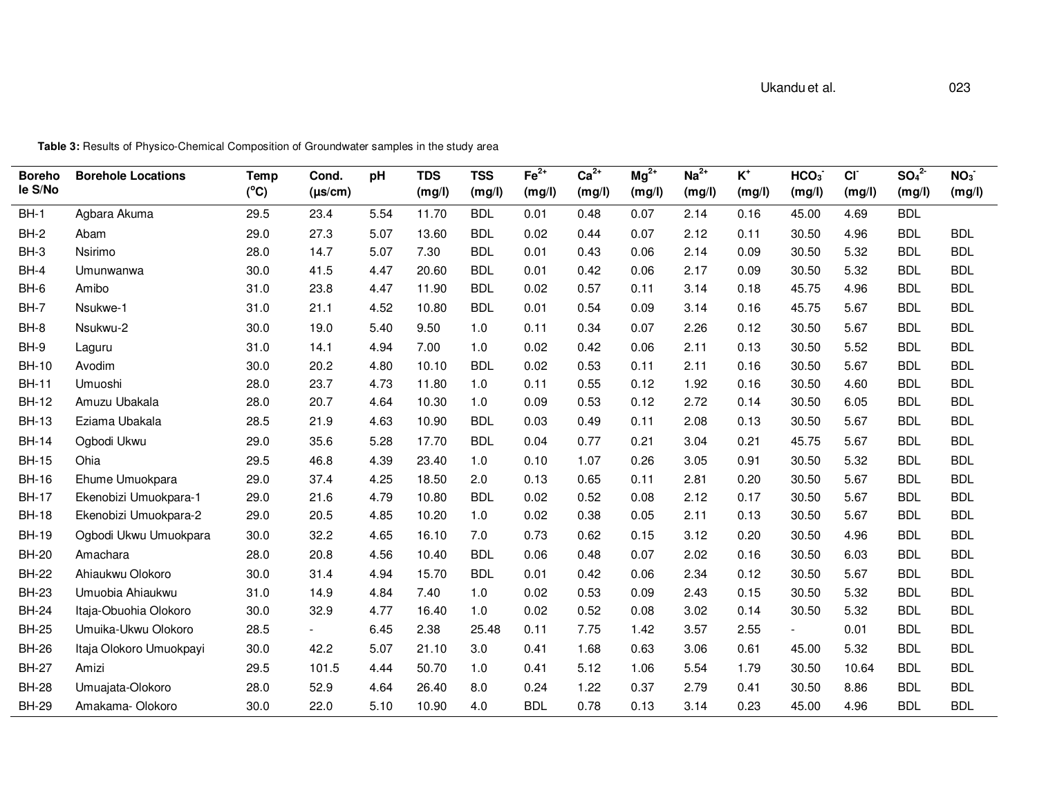**Table 3:** Results of Physico-Chemical Composition of Groundwater samples in the study area

| Borehole S/No | Borehole Locations | Temp (°C) | Cond. (µs/cm) | pH | TDS (mg/l) | TSS (mg/l) | $Fe^{2+}$ (mg/l) | $Ca^{2+}$ (mg/l) | $Mg^{2+}$ (mg/l) | $Na^{2+}$ (mg/l) | $K^{+}$ (mg/l) | $HCO_3^-$ (mg/l) | $Cl^-$ (mg/l) | $SO_4^{2-}$ (mg/l) | $NO_3^-$ (mg/l) |
|---|---|---|---|---|---|---|---|---|---|---|---|---|---|---|---|
| BH-1 | Agbara Akuma | 29.5 | 23.4 | 5.54 | 11.70 | BDL | 0.01 | 0.48 | 0.07 | 2.14 | 0.16 | 45.00 | 4.69 | BDL | |
| BH-2 | Abam | 29.0 | 27.3 | 5.07 | 13.60 | BDL | 0.02 | 0.44 | 0.07 | 2.12 | 0.11 | 30.50 | 4.96 | BDL | BDL |
| BH-3 | Nsirimo | 28.0 | 14.7 | 5.07 | 7.30 | BDL | 0.01 | 0.43 | 0.06 | 2.14 | 0.09 | 30.50 | 5.32 | BDL | BDL |
| BH-4 | Umunwanwa | 30.0 | 41.5 | 4.47 | 20.60 | BDL | 0.01 | 0.42 | 0.06 | 2.17 | 0.09 | 30.50 | 5.32 | BDL | BDL |
| BH-6 | Amibo | 31.0 | 23.8 | 4.47 | 11.90 | BDL | 0.02 | 0.57 | 0.11 | 3.14 | 0.18 | 45.75 | 4.96 | BDL | BDL |
| BH-7 | Nsukwe-1 | 31.0 | 21.1 | 4.52 | 10.80 | BDL | 0.01 | 0.54 | 0.09 | 3.14 | 0.16 | 45.75 | 5.67 | BDL | BDL |
| BH-8 | Nsukwu-2 | 30.0 | 19.0 | 5.40 | 9.50 | 1.0 | 0.11 | 0.34 | 0.07 | 2.26 | 0.12 | 30.50 | 5.67 | BDL | BDL |
| BH-9 | Laguru | 31.0 | 14.1 | 4.94 | 7.00 | 1.0 | 0.02 | 0.42 | 0.06 | 2.11 | 0.13 | 30.50 | 5.52 | BDL | BDL |
| BH-10 | Avodim | 30.0 | 20.2 | 4.80 | 10.10 | BDL | 0.02 | 0.53 | 0.11 | 2.11 | 0.16 | 30.50 | 5.67 | BDL | BDL |
| BH-11 | Umuoshi | 28.0 | 23.7 | 4.73 | 11.80 | 1.0 | 0.11 | 0.55 | 0.12 | 1.92 | 0.16 | 30.50 | 4.60 | BDL | BDL |
| BH-12 | Amuzu Ubakala | 28.0 | 20.7 | 4.64 | 10.30 | 1.0 | 0.09 | 0.53 | 0.12 | 2.72 | 0.14 | 30.50 | 6.05 | BDL | BDL |
| BH-13 | Eziama Ubakala | 28.5 | 21.9 | 4.63 | 10.90 | BDL | 0.03 | 0.49 | 0.11 | 2.08 | 0.13 | 30.50 | 5.67 | BDL | BDL |
| BH-14 | Ogbodi Ukwu | 29.0 | 35.6 | 5.28 | 17.70 | BDL | 0.04 | 0.77 | 0.21 | 3.04 | 0.21 | 45.75 | 5.67 | BDL | BDL |
| BH-15 | Ohia | 29.5 | 46.8 | 4.39 | 23.40 | 1.0 | 0.10 | 1.07 | 0.26 | 3.05 | 0.91 | 30.50 | 5.32 | BDL | BDL |
| BH-16 | Ehume Umuokpara | 29.0 | 37.4 | 4.25 | 18.50 | 2.0 | 0.13 | 0.65 | 0.11 | 2.81 | 0.20 | 30.50 | 5.67 | BDL | BDL |
| BH-17 | Ekenobizi Umuokpara-1 | 29.0 | 21.6 | 4.79 | 10.80 | BDL | 0.02 | 0.52 | 0.08 | 2.12 | 0.17 | 30.50 | 5.67 | BDL | BDL |
| BH-18 | Ekenobizi Umuokpara-2 | 29.0 | 20.5 | 4.85 | 10.20 | 1.0 | 0.02 | 0.38 | 0.05 | 2.11 | 0.13 | 30.50 | 5.67 | BDL | BDL |
| BH-19 | Ogbodi Ukwu Umuokpara | 30.0 | 32.2 | 4.65 | 16.10 | 7.0 | 0.73 | 0.62 | 0.15 | 3.12 | 0.20 | 30.50 | 4.96 | BDL | BDL |
| BH-20 | Amachara | 28.0 | 20.8 | 4.56 | 10.40 | BDL | 0.06 | 0.48 | 0.07 | 2.02 | 0.16 | 30.50 | 6.03 | BDL | BDL |
| BH-22 | Ahiaukwu Olokoro | 30.0 | 31.4 | 4.94 | 15.70 | BDL | 0.01 | 0.42 | 0.06 | 2.34 | 0.12 | 30.50 | 5.67 | BDL | BDL |
| BH-23 | Umuobia Ahiaukwu | 31.0 | 14.9 | 4.84 | 7.40 | 1.0 | 0.02 | 0.53 | 0.09 | 2.43 | 0.15 | 30.50 | 5.32 | BDL | BDL |
| BH-24 | Itaja-Obuohia Olokoro | 30.0 | 32.9 | 4.77 | 16.40 | 1.0 | 0.02 | 0.52 | 0.08 | 3.02 | 0.14 | 30.50 | 5.32 | BDL | BDL |
| BH-25 | Umuika-Ukwu Olokoro | 28.5 | - | 6.45 | 2.38 | 25.48 | 0.11 | 7.75 | 1.42 | 3.57 | 2.55 | - | 0.01 | BDL | BDL |
| BH-26 | Itaja Olokoro Umuokpayi | 30.0 | 42.2 | 5.07 | 21.10 | 3.0 | 0.41 | 1.68 | 0.63 | 3.06 | 0.61 | 45.00 | 5.32 | BDL | BDL |
| BH-27 | Amizi | 29.5 | 101.5 | 4.44 | 50.70 | 1.0 | 0.41 | 5.12 | 1.06 | 5.54 | 1.79 | 30.50 | 10.64 | BDL | BDL |
| BH-28 | Umuajata-Olokoro | 28.0 | 52.9 | 4.64 | 26.40 | 8.0 | 0.24 | 1.22 | 0.37 | 2.79 | 0.41 | 30.50 | 8.86 | BDL | BDL |
| BH-29 | Amakama- Olokoro | 30.0 | 22.0 | 5.10 | 10.90 | 4.0 | BDL | 0.78 | 0.13 | 3.14 | 0.23 | 45.00 | 4.96 | BDL | BDL |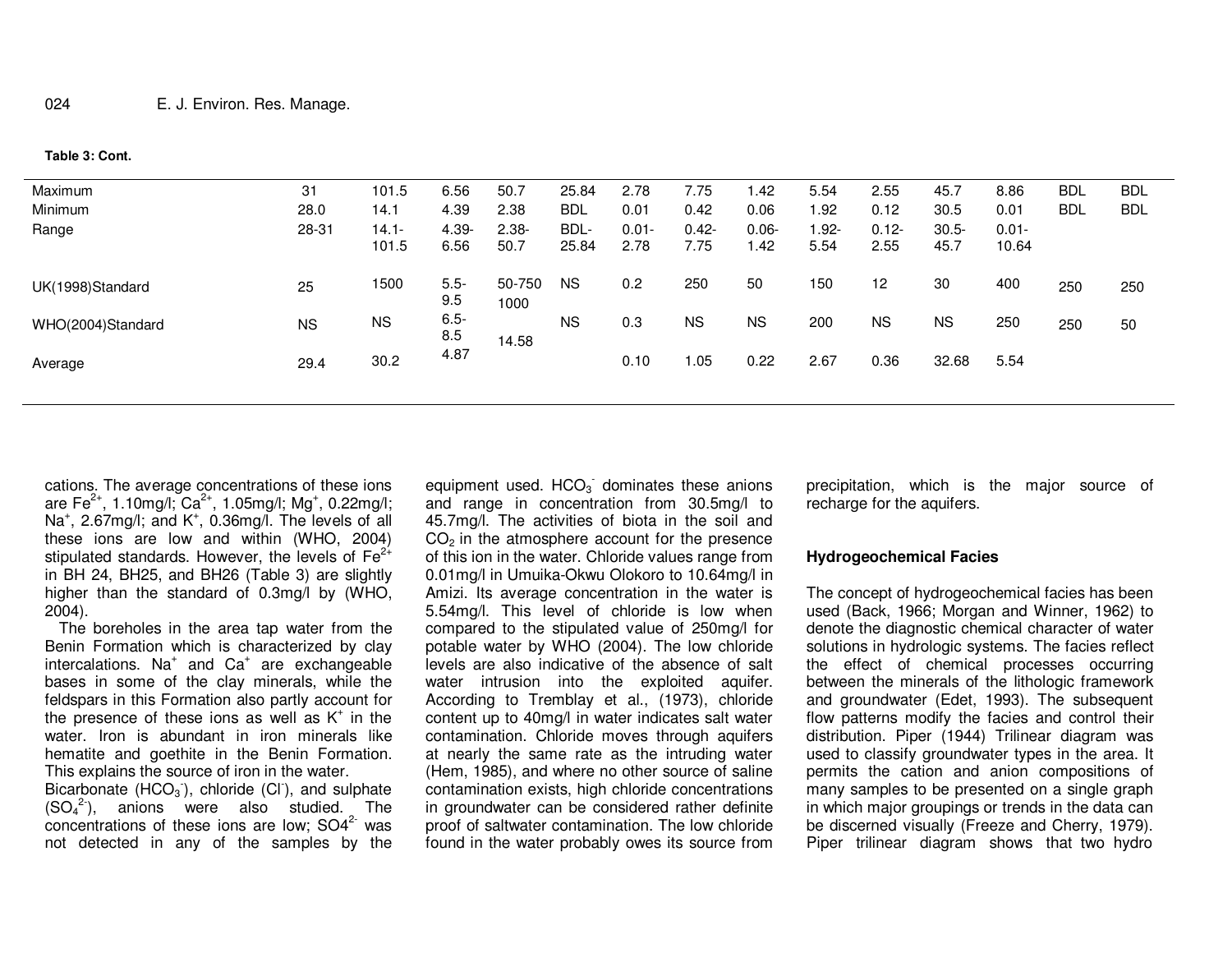**Table 3: Cont.**

| | | | | | | | | | | | | | | |
|---|---|---|---|---|---|---|---|---|---|---|---|---|---|---|
| Maximum | 31 | 101.5 | 6.56 | 50.7 | 25.84 | 2.78 | 7.75 | 1.42 | 5.54 | 2.55 | 45.7 | 8.86 | BDL | BDL |
| Minimum | 28.0 | 14.1 | 4.39 | 2.38 | BDL | 0.01 | 0.42 | 0.06 | 1.92 | 0.12 | 30.5 | 0.01 | BDL | BDL |
| Range | 28-31 | 14.1-101.5 | 4.39-6.56 | 2.38-50.7 | BDL-25.84 | 0.01-2.78 | 0.42-7.75 | 0.06-1.42 | 1.92-5.54 | 0.12-2.55 | 30.5-45.7 | 0.01-10.64 | | |
| UK(1998)Standard | 25 | 1500 | 5.5-9.5 | 50-750 | NS | 0.2 | 250 | 50 | 150 | 12 | 30 | 400 | 250 | 250 |
| WHO(2004)Standard | NS | NS | 6.5-8.5 | 1000 | NS | 0.3 | NS | NS | 200 | NS | NS | 250 | 250 | 50 |
| Average | 29.4 | 30.2 | 4.87 | 14.58 | | 0.10 | 1.05 | 0.22 | 2.67 | 0.36 | 32.68 | 5.54 | | |

cations. The average concentrations of these ions are $Fe^{2+}$, 1.10mg/l; $Ca^{2+}$, 1.05mg/l; $Mg^{+}$, 0.22mg/l; $Na^{+}$, 2.67mg/l; and $K^{+}$, 0.36mg/l. The levels of all these ions are low and within (WHO, 2004) stipulated standards. However, the levels of $Fe^{2+}$ in BH 24, BH25, and BH26 (Table 3) are slightly higher than the standard of 0.3mg/l by (WHO, 2004).

The boreholes in the area tap water from the Benin Formation which is characterized by clay intercalations. $Na^{+}$ and $Ca^{+}$ are exchangeable bases in some of the clay minerals, while the feldspars in this Formation also partly account for the presence of these ions as well as $K^{+}$ in the water. Iron is abundant in iron minerals like hematite and goethite in the Benin Formation. This explains the source of iron in the water.

Bicarbonate ($HCO_3^{-}$), chloride ($Cl^{-}$), and sulphate ($SO_4^{2-}$), anions were also studied. The concentrations of these ions are low; $SO4^{2-}$ was not detected in any of the samples by the equipment used. $HCO_3^{-}$ dominates these anions and range in concentration from 30.5mg/l to 45.7mg/l. The activities of biota in the soil and $CO_2$ in the atmosphere account for the presence of this ion in the water. Chloride values range from 0.01mg/l in Umuika-Okwu Olokoro to 10.64mg/l in Amizi. Its average concentration in the water is 5.54mg/l. This level of chloride is low when compared to the stipulated value of 250mg/l for potable water by WHO (2004). The low chloride levels are also indicative of the absence of salt water intrusion into the exploited aquifer. According to Tremblay et al., (1973), chloride content up to 40mg/l in water indicates salt water contamination. Chloride moves through aquifers at nearly the same rate as the intruding water (Hem, 1985), and where no other source of saline contamination exists, high chloride concentrations in groundwater can be considered rather definite proof of saltwater contamination. The low chloride found in the water probably owes its source from precipitation, which is the major source of recharge for the aquifers.

### Hydrogeochemical Facies

The concept of hydrogeochemical facies has been used (Back, 1966; Morgan and Winner, 1962) to denote the diagnostic chemical character of water solutions in hydrologic systems. The facies reflect the effect of chemical processes occurring between the minerals of the lithologic framework and groundwater (Edet, 1993). The subsequent flow patterns modify the facies and control their distribution. Piper (1944) Trilinear diagram was used to classify groundwater types in the area. It permits the cation and anion compositions of many samples to be presented on a single graph in which major groupings or trends in the data can be discerned visually (Freeze and Cherry, 1979). Piper trilinear diagram shows that two hydro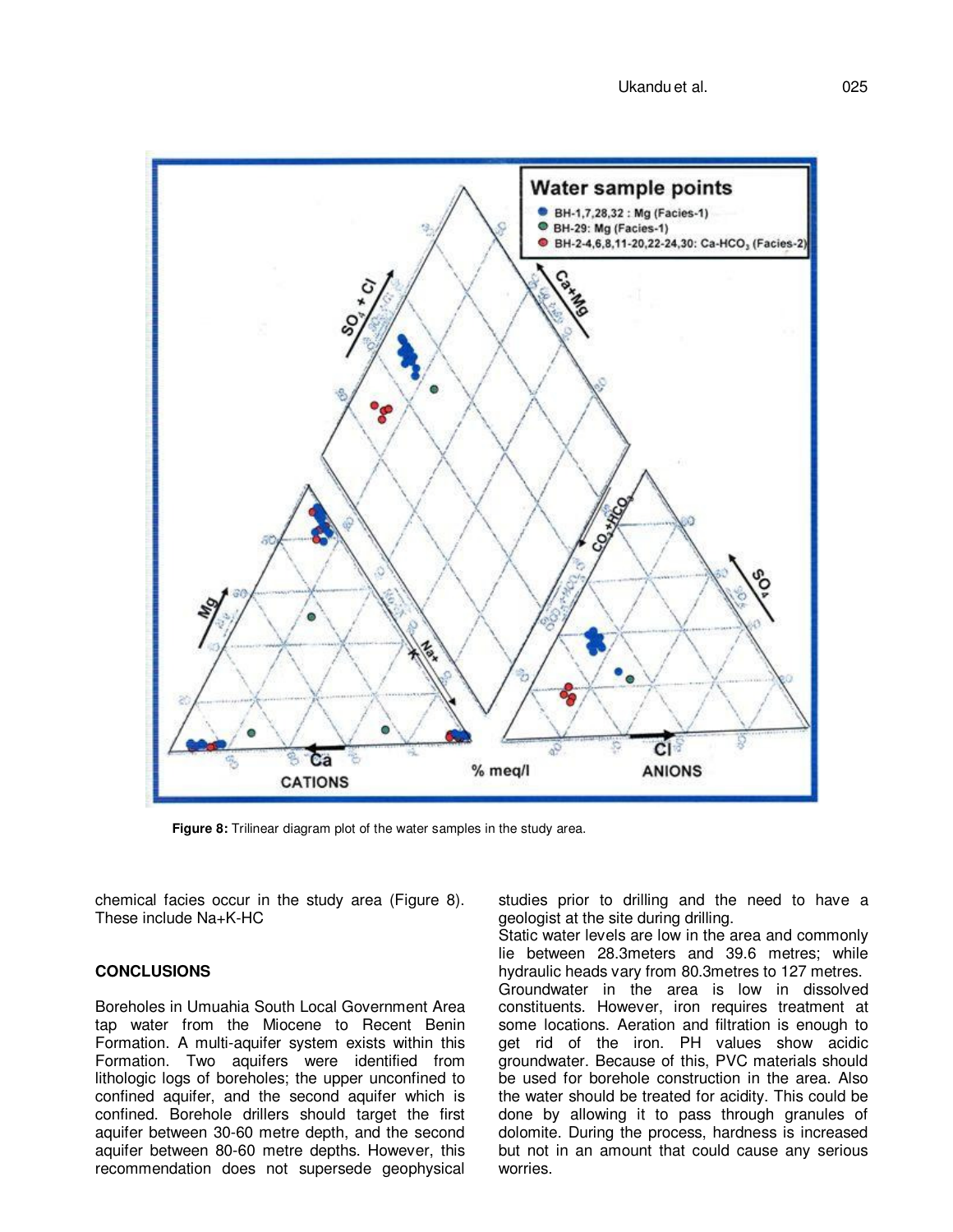Figure 8: Trilinear diagram plot of the water samples in the study area.

chemical facies occur in the study area (Figure 8). These include Na+K-HC

## CONCLUSIONS

Boreholes in Umuahia South Local Government Area tap water from the Miocene to Recent Benin Formation. A multi-aquifer system exists within this Formation. Two aquifers were identified from lithologic logs of boreholes; the upper unconfined to confined aquifer, and the second aquifer which is confined. Borehole drillers should target the first aquifer between 30-60 metre depth, and the second aquifer between 80-60 metre depths. However, this recommendation does not supersede geophysical studies prior to drilling and the need to have a geologist at the site during drilling.

Static water levels are low in the area and commonly lie between 28.3meters and 39.6 metres; while hydraulic heads vary from 80.3metres to 127 metres. Groundwater in the area is low in dissolved constituents. However, iron requires treatment at some locations. Aeration and filtration is enough to get rid of the iron. PH values show acidic groundwater. Because of this, PVC materials should be used for borehole construction in the area. Also the water should be treated for acidity. This could be done by allowing it to pass through granules of dolomite. During the process, hardness is increased but not in an amount that could cause any serious worries.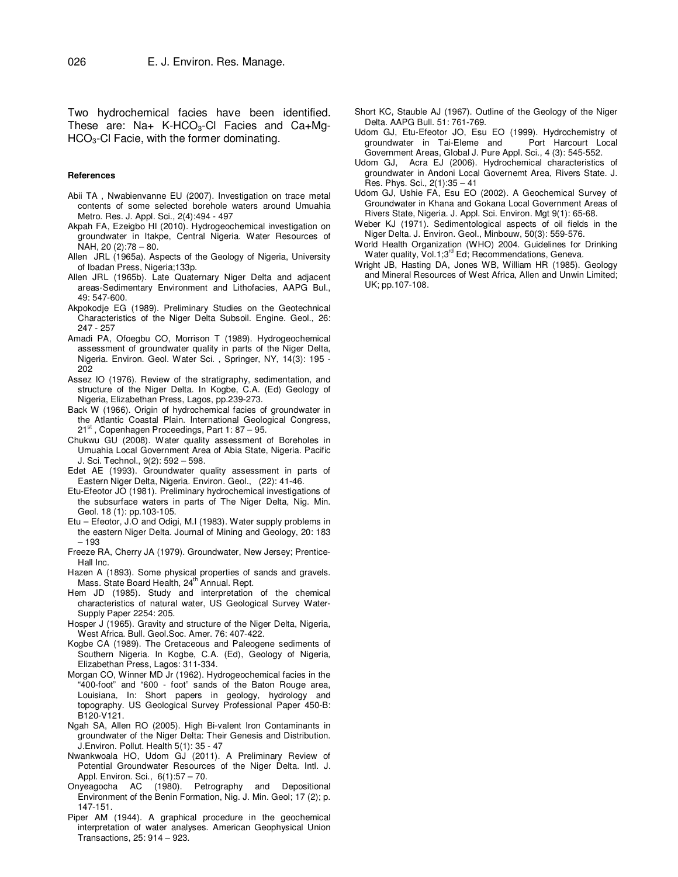Two hydrochemical facies have been identified. These are: $Na^+$ $K\text{-}HCO_3\text{-}Cl$ Facies and $Ca+Mg\text{-}HCO_3\text{-}Cl$ Facie, with the former dominating.

#### References

Abii TA , Nwabienvanne EU (2007). Investigation on trace metal contents of some selected borehole waters around Umuahia Metro. Res. J. Appl. Sci., 2(4):494 - 497

Akpah FA, Ezeigbo HI (2010). Hydrogeochemical investigation on groundwater in Itakpe, Central Nigeria. Water Resources of NAH, 20 (2):78 – 80.

Allen JRL (1965a). Aspects of the Geology of Nigeria, University of Ibadan Press, Nigeria;133p.

Allen JRL (1965b). Late Quaternary Niger Delta and adjacent areas-Sedimentary Environment and Lithofacies, AAPG Bul., 49: 547-600.

Akpokodje EG (1989). Preliminary Studies on the Geotechnical Characteristics of the Niger Delta Subsoil. Engine. Geol., 26: 247 - 257

Amadi PA, Ofoegbu CO, Morrison T (1989). Hydrogeochemical assessment of groundwater quality in parts of the Niger Delta, Nigeria. Environ. Geol. Water Sci. , Springer, NY, 14(3): 195 - 202

Assez IO (1976). Review of the stratigraphy, sedimentation, and structure of the Niger Delta. In Kogbe, C.A. (Ed) Geology of Nigeria, Elizabethan Press, Lagos, pp.239-273.

Back W (1966). Origin of hydrochemical facies of groundwater in the Atlantic Coastal Plain. International Geological Congress, 21st , Copenhagen Proceedings, Part 1: 87 – 95.

Chukwu GU (2008). Water quality assessment of Boreholes in Umuahia Local Government Area of Abia State, Nigeria. Pacific J. Sci. Technol., 9(2): 592 – 598.

Edet AE (1993). Groundwater quality assessment in parts of Eastern Niger Delta, Nigeria. Environ. Geol., (22): 41-46.

Etu-Efeotor JO (1981). Preliminary hydrochemical investigations of the subsurface waters in parts of The Niger Delta, Nig. Min. Geol. 18 (1): pp.103-105.

Etu – Efeotor, J.O and Odigi, M.I (1983). Water supply problems in the eastern Niger Delta. Journal of Mining and Geology, 20: 183 – 193

Freeze RA, Cherry JA (1979). Groundwater, New Jersey; Prentice-Hall Inc.

Hazen A (1893). Some physical properties of sands and gravels. Mass. State Board Health, 24th Annual. Rept.

Hem JD (1985). Study and interpretation of the chemical characteristics of natural water, US Geological Survey Water-Supply Paper 2254: 205.

Hosper J (1965). Gravity and structure of the Niger Delta, Nigeria, West Africa. Bull. Geol.Soc. Amer. 76: 407-422.

Kogbe CA (1989). The Cretaceous and Paleogene sediments of Southern Nigeria. In Kogbe, C.A. (Ed), Geology of Nigeria, Elizabethan Press, Lagos: 311-334.

Morgan CO, Winner MD Jr (1962). Hydrogeochemical facies in the "400-foot" and "600 - foot" sands of the Baton Rouge area, Louisiana, In: Short papers in geology, hydrology and topography. US Geological Survey Professional Paper 450-B: B120-V121.

Ngah SA, Allen RO (2005). High Bi-valent Iron Contaminants in groundwater of the Niger Delta: Their Genesis and Distribution. J.Environ. Pollut. Health 5(1): 35 - 47

Nwankwoala HO, Udom GJ (2011). A Preliminary Review of Potential Groundwater Resources of the Niger Delta. Intl. J. Appl. Environ. Sci., 6(1):57 – 70.

Onyeagocha AC (1980). Petrography and Depositional Environment of the Benin Formation, Nig. J. Min. Geol; 17 (2); p. 147-151.

Piper AM (1944). A graphical procedure in the geochemical interpretation of water analyses. American Geophysical Union Transactions, 25: 914 – 923.

Short KC, Stauble AJ (1967). Outline of the Geology of the Niger Delta. AAPG Bull. 51: 761-769.

Udom GJ, Etu-Efeotor JO, Esu EO (1999). Hydrochemistry of groundwater in Tai-Eleme and Port Harcourt Local Government Areas, Global J. Pure Appl. Sci., 4 (3): 545-552.

Udom GJ, Acra EJ (2006). Hydrochemical characteristics of groundwater in Andoni Local Governemt Area, Rivers State. J. Res. Phys. Sci., 2(1):35 – 41

Udom GJ, Ushie FA, Esu EO (2002). A Geochemical Survey of Groundwater in Khana and Gokana Local Government Areas of Rivers State, Nigeria. J. Appl. Sci. Environ. Mgt 9(1): 65-68.

Weber KJ (1971). Sedimentological aspects of oil fields in the Niger Delta. J. Environ. Geol., Minbouw, 50(3): 559-576.

World Health Organization (WHO) 2004. Guidelines for Drinking Water quality, Vol.1;3rd Ed; Recommendations, Geneva.

Wright JB, Hasting DA, Jones WB, William HR (1985). Geology and Mineral Resources of West Africa, Allen and Unwin Limited; UK; pp.107-108.